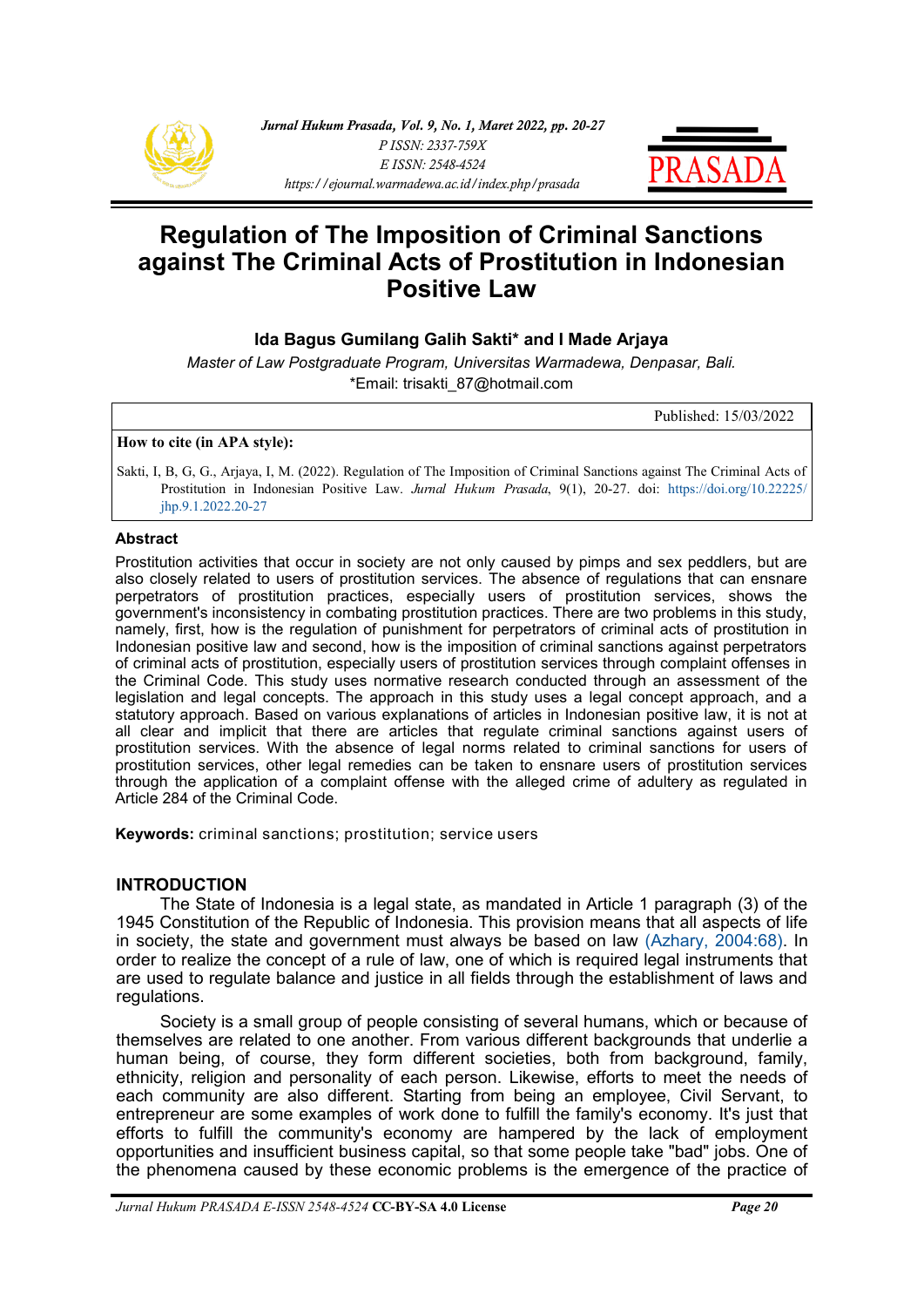# Regulation of The Imposition of Criminal Sanctions against The Criminal Acts of Prostitution in Indonesian Positive Law

**Ida Bagus Gumilang Galih Sakti* and I Made Arjaya**

*Master of Law Postgraduate Program, Universitas Warmadewa, Denpasar, Bali.*

*Email: trisakti_87@hotmail.com

Published: 15/03/2022

**How to cite (in APA style):**

Sakti, I, B, G, G., Arjaya, I, M. (2022). Regulation of The Imposition of Criminal Sanctions against The Criminal Acts of Prostitution in Indonesian Positive Law. *Jurnal Hukum Prasada*, 9(1), 20-27. doi: https://doi.org/10.22225/jhp.9.1.2022.20-27

## Abstract

Prostitution activities that occur in society are not only caused by pimps and sex peddlers, but are also closely related to users of prostitution services. The absence of regulations that can ensnare perpetrators of prostitution practices, especially users of prostitution services, shows the government's inconsistency in combating prostitution practices. There are two problems in this study, namely, first, how is the regulation of punishment for perpetrators of criminal acts of prostitution in Indonesian positive law and second, how is the imposition of criminal sanctions against perpetrators of criminal acts of prostitution, especially users of prostitution services through complaint offenses in the Criminal Code. This study uses normative research conducted through an assessment of the legislation and legal concepts. The approach in this study uses a legal concept approach, and a statutory approach. Based on various explanations of articles in Indonesian positive law, it is not at all clear and implicit that there are articles that regulate criminal sanctions against users of prostitution services. With the absence of legal norms related to criminal sanctions for users of prostitution services, other legal remedies can be taken to ensnare users of prostitution services through the application of a complaint offense with the alleged crime of adultery as regulated in Article 284 of the Criminal Code.

**Keywords:** criminal sanctions; prostitution; service users

## INTRODUCTION

The State of Indonesia is a legal state, as mandated in Article 1 paragraph (3) of the 1945 Constitution of the Republic of Indonesia. This provision means that all aspects of life in society, the state and government must always be based on law (Azhary, 2004:68). In order to realize the concept of a rule of law, one of which is required legal instruments that are used to regulate balance and justice in all fields through the establishment of laws and regulations.

Society is a small group of people consisting of several humans, which or because of themselves are related to one another. From various different backgrounds that underlie a human being, of course, they form different societies, both from background, family, ethnicity, religion and personality of each person. Likewise, efforts to meet the needs of each community are also different. Starting from being an employee, Civil Servant, to entrepreneur are some examples of work done to fulfill the family's economy. It's just that efforts to fulfill the community's economy are hampered by the lack of employment opportunities and insufficient business capital, so that some people take "bad" jobs. One of the phenomena caused by these economic problems is the emergence of the practice of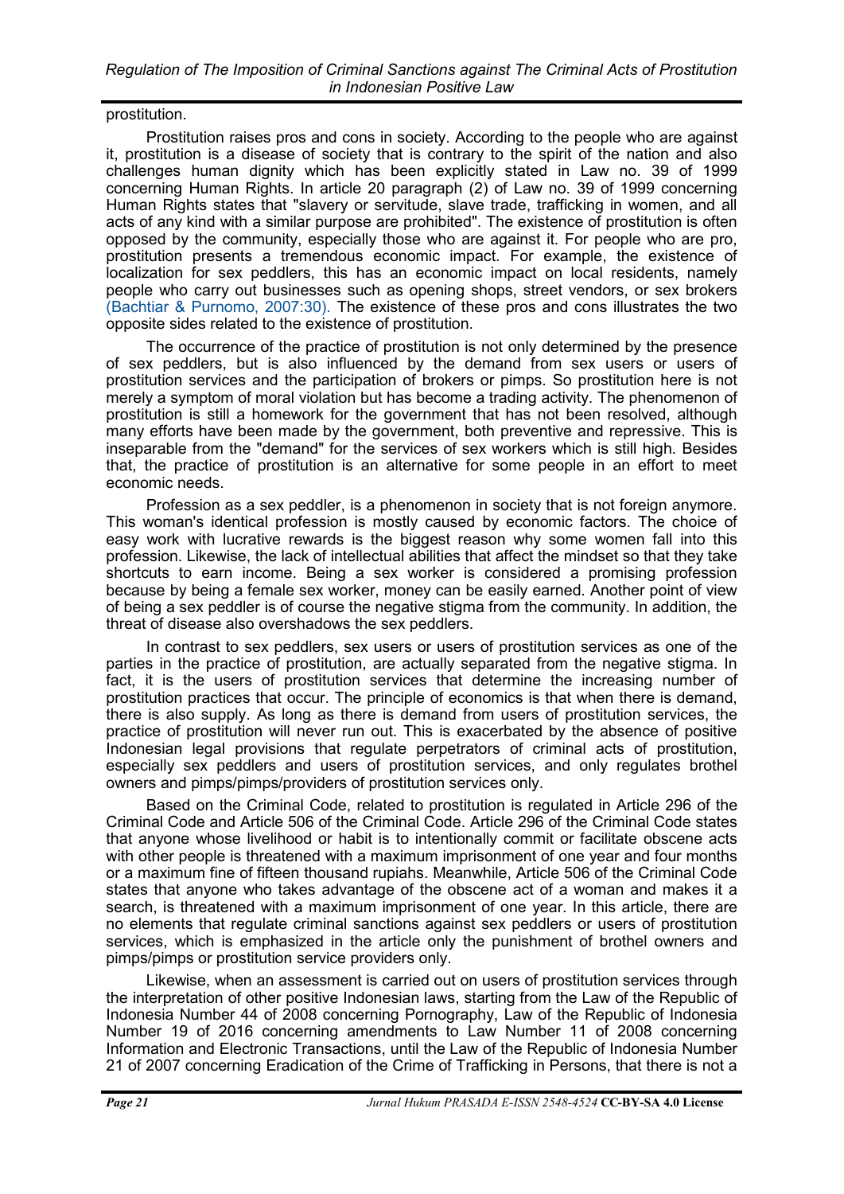prostitution.

Prostitution raises pros and cons in society. According to the people who are against it, prostitution is a disease of society that is contrary to the spirit of the nation and also challenges human dignity which has been explicitly stated in Law no. 39 of 1999 concerning Human Rights. In article 20 paragraph (2) of Law no. 39 of 1999 concerning Human Rights states that "slavery or servitude, slave trade, trafficking in women, and all acts of any kind with a similar purpose are prohibited". The existence of prostitution is often opposed by the community, especially those who are against it. For people who are pro, prostitution presents a tremendous economic impact. For example, the existence of localization for sex peddlers, this has an economic impact on local residents, namely people who carry out businesses such as opening shops, street vendors, or sex brokers (Bachtiar & Purnomo, 2007:30). The existence of these pros and cons illustrates the two opposite sides related to the existence of prostitution.

The occurrence of the practice of prostitution is not only determined by the presence of sex peddlers, but is also influenced by the demand from sex users or users of prostitution services and the participation of brokers or pimps. So prostitution here is not merely a symptom of moral violation but has become a trading activity. The phenomenon of prostitution is still a homework for the government that has not been resolved, although many efforts have been made by the government, both preventive and repressive. This is inseparable from the "demand" for the services of sex workers which is still high. Besides that, the practice of prostitution is an alternative for some people in an effort to meet economic needs.

Profession as a sex peddler, is a phenomenon in society that is not foreign anymore. This woman's identical profession is mostly caused by economic factors. The choice of easy work with lucrative rewards is the biggest reason why some women fall into this profession. Likewise, the lack of intellectual abilities that affect the mindset so that they take shortcuts to earn income. Being a sex worker is considered a promising profession because by being a female sex worker, money can be easily earned. Another point of view of being a sex peddler is of course the negative stigma from the community. In addition, the threat of disease also overshadows the sex peddlers.

In contrast to sex peddlers, sex users or users of prostitution services as one of the parties in the practice of prostitution, are actually separated from the negative stigma. In fact, it is the users of prostitution services that determine the increasing number of prostitution practices that occur. The principle of economics is that when there is demand, there is also supply. As long as there is demand from users of prostitution services, the practice of prostitution will never run out. This is exacerbated by the absence of positive Indonesian legal provisions that regulate perpetrators of criminal acts of prostitution, especially sex peddlers and users of prostitution services, and only regulates brothel owners and pimps/pimps/providers of prostitution services only.

Based on the Criminal Code, related to prostitution is regulated in Article 296 of the Criminal Code and Article 506 of the Criminal Code. Article 296 of the Criminal Code states that anyone whose livelihood or habit is to intentionally commit or facilitate obscene acts with other people is threatened with a maximum imprisonment of one year and four months or a maximum fine of fifteen thousand rupiahs. Meanwhile, Article 506 of the Criminal Code states that anyone who takes advantage of the obscene act of a woman and makes it a search, is threatened with a maximum imprisonment of one year. In this article, there are no elements that regulate criminal sanctions against sex peddlers or users of prostitution services, which is emphasized in the article only the punishment of brothel owners and pimps/pimps or prostitution service providers only.

Likewise, when an assessment is carried out on users of prostitution services through the interpretation of other positive Indonesian laws, starting from the Law of the Republic of Indonesia Number 44 of 2008 concerning Pornography, Law of the Republic of Indonesia Number 19 of 2016 concerning amendments to Law Number 11 of 2008 concerning Information and Electronic Transactions, until the Law of the Republic of Indonesia Number 21 of 2007 concerning Eradication of the Crime of Trafficking in Persons, that there is not a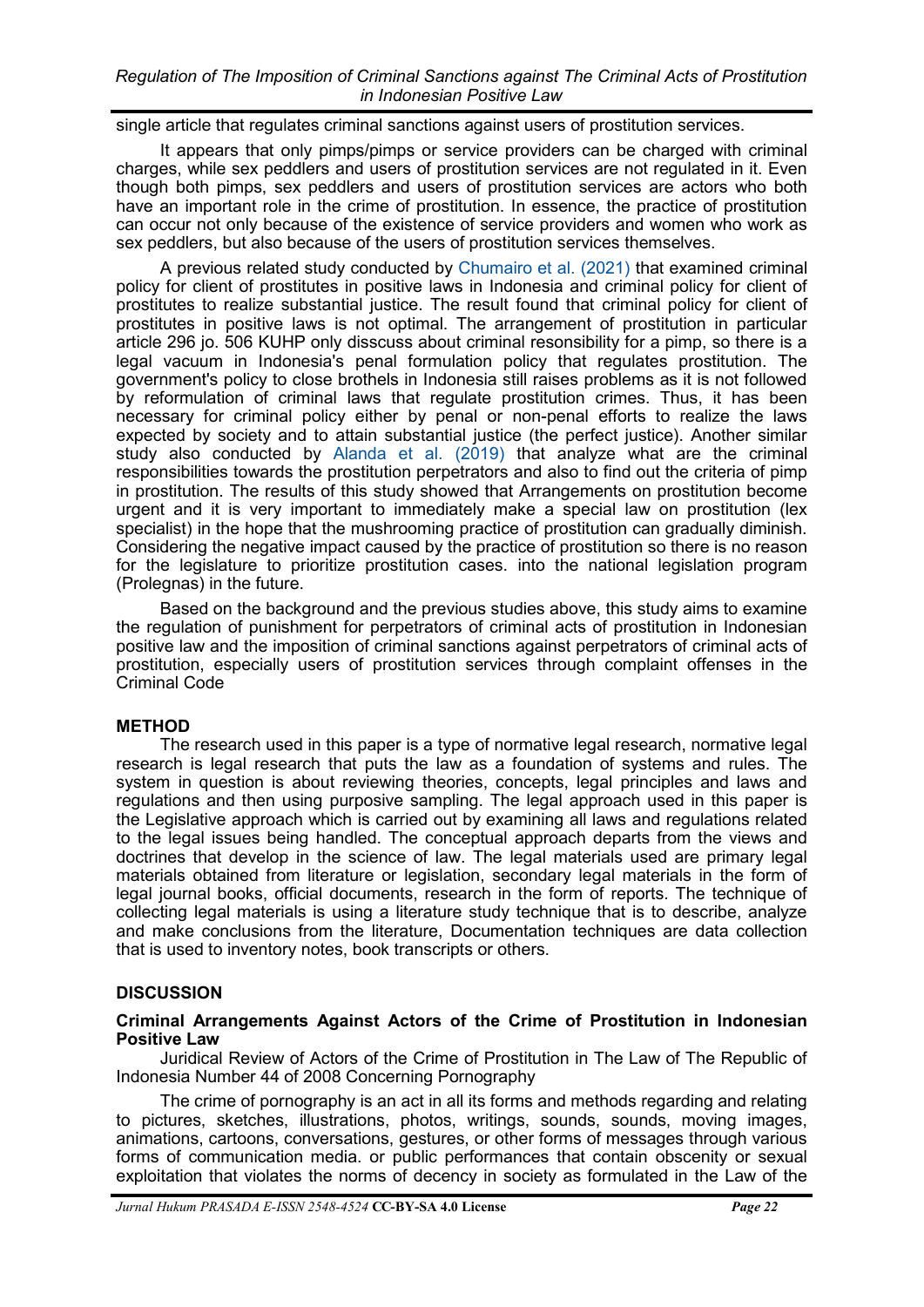single article that regulates criminal sanctions against users of prostitution services.

It appears that only pimps/pimps or service providers can be charged with criminal charges, while sex peddlers and users of prostitution services are not regulated in it. Even though both pimps, sex peddlers and users of prostitution services are actors who both have an important role in the crime of prostitution. In essence, the practice of prostitution can occur not only because of the existence of service providers and women who work as sex peddlers, but also because of the users of prostitution services themselves.

A previous related study conducted by Chumairo et al. (2021) that examined criminal policy for client of prostitutes in positive laws in Indonesia and criminal policy for client of prostitutes to realize substantial justice. The result found that criminal policy for client of prostitutes in positive laws is not optimal. The arrangement of prostitution in particular article 296 jo. 506 KUHP only disscuss about criminal resonsibility for a pimp, so there is a legal vacuum in Indonesia's penal formulation policy that regulates prostitution. The government's policy to close brothels in Indonesia still raises problems as it is not followed by reformulation of criminal laws that regulate prostitution crimes. Thus, it has been necessary for criminal policy either by penal or non-penal efforts to realize the laws expected by society and to attain substantial justice (the perfect justice). Another similar study also conducted by Alanda et al. (2019) that analyze what are the criminal responsibilities towards the prostitution perpetrators and also to find out the criteria of pimp in prostitution. The results of this study showed that Arrangements on prostitution become urgent and it is very important to immediately make a special law on prostitution (lex specialist) in the hope that the mushrooming practice of prostitution can gradually diminish. Considering the negative impact caused by the practice of prostitution so there is no reason for the legislature to prioritize prostitution cases. into the national legislation program (Prolegnas) in the future.

Based on the background and the previous studies above, this study aims to examine the regulation of punishment for perpetrators of criminal acts of prostitution in Indonesian positive law and the imposition of criminal sanctions against perpetrators of criminal acts of prostitution, especially users of prostitution services through complaint offenses in the Criminal Code

## METHOD

The research used in this paper is a type of normative legal research, normative legal research is legal research that puts the law as a foundation of systems and rules. The system in question is about reviewing theories, concepts, legal principles and laws and regulations and then using purposive sampling. The legal approach used in this paper is the Legislative approach which is carried out by examining all laws and regulations related to the legal issues being handled. The conceptual approach departs from the views and doctrines that develop in the science of law. The legal materials used are primary legal materials obtained from literature or legislation, secondary legal materials in the form of legal journal books, official documents, research in the form of reports. The technique of collecting legal materials is using a literature study technique that is to describe, analyze and make conclusions from the literature, Documentation techniques are data collection that is used to inventory notes, book transcripts or others.

## DISCUSSION

### Criminal Arrangements Against Actors of the Crime of Prostitution in Indonesian Positive Law

Juridical Review of Actors of the Crime of Prostitution in The Law of The Republic of Indonesia Number 44 of 2008 Concerning Pornography

The crime of pornography is an act in all its forms and methods regarding and relating to pictures, sketches, illustrations, photos, writings, sounds, sounds, moving images, animations, cartoons, conversations, gestures, or other forms of messages through various forms of communication media. or public performances that contain obscenity or sexual exploitation that violates the norms of decency in society as formulated in the Law of the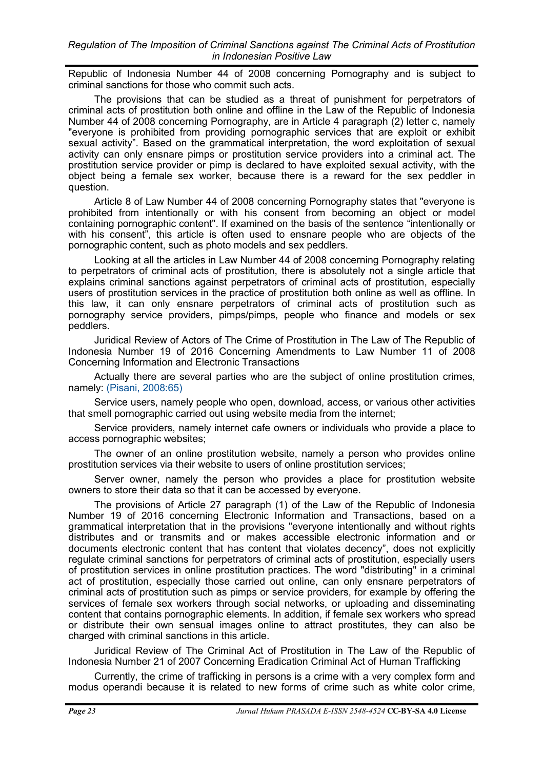Republic of Indonesia Number 44 of 2008 concerning Pornography and is subject to criminal sanctions for those who commit such acts.

The provisions that can be studied as a threat of punishment for perpetrators of criminal acts of prostitution both online and offline in the Law of the Republic of Indonesia Number 44 of 2008 concerning Pornography, are in Article 4 paragraph (2) letter c, namely "everyone is prohibited from providing pornographic services that are exploit or exhibit sexual activity". Based on the grammatical interpretation, the word exploitation of sexual activity can only ensnare pimps or prostitution service providers into a criminal act. The prostitution service provider or pimp is declared to have exploited sexual activity, with the object being a female sex worker, because there is a reward for the sex peddler in question.

Article 8 of Law Number 44 of 2008 concerning Pornography states that "everyone is prohibited from intentionally or with his consent from becoming an object or model containing pornographic content". If examined on the basis of the sentence "intentionally or with his consent", this article is often used to ensnare people who are objects of the pornographic content, such as photo models and sex peddlers.

Looking at all the articles in Law Number 44 of 2008 concerning Pornography relating to perpetrators of criminal acts of prostitution, there is absolutely not a single article that explains criminal sanctions against perpetrators of criminal acts of prostitution, especially users of prostitution services in the practice of prostitution both online as well as offline. In this law, it can only ensnare perpetrators of criminal acts of prostitution such as pornography service providers, pimps/pimps, people who finance and models or sex peddlers.

Juridical Review of Actors of The Crime of Prostitution in The Law of The Republic of Indonesia Number 19 of 2016 Concerning Amendments to Law Number 11 of 2008 Concerning Information and Electronic Transactions

Actually there are several parties who are the subject of online prostitution crimes, namely: (Pisani, 2008:65)

Service users, namely people who open, download, access, or various other activities that smell pornographic carried out using website media from the internet;

Service providers, namely internet cafe owners or individuals who provide a place to access pornographic websites;

The owner of an online prostitution website, namely a person who provides online prostitution services via their website to users of online prostitution services;

Server owner, namely the person who provides a place for prostitution website owners to store their data so that it can be accessed by everyone.

The provisions of Article 27 paragraph (1) of the Law of the Republic of Indonesia Number 19 of 2016 concerning Electronic Information and Transactions, based on a grammatical interpretation that in the provisions "everyone intentionally and without rights distributes and or transmits and or makes accessible electronic information and or documents electronic content that has content that violates decency", does not explicitly regulate criminal sanctions for perpetrators of criminal acts of prostitution, especially users of prostitution services in online prostitution practices. The word "distributing" in a criminal act of prostitution, especially those carried out online, can only ensnare perpetrators of criminal acts of prostitution such as pimps or service providers, for example by offering the services of female sex workers through social networks, or uploading and disseminating content that contains pornographic elements. In addition, if female sex workers who spread or distribute their own sensual images online to attract prostitutes, they can also be charged with criminal sanctions in this article.

Juridical Review of The Criminal Act of Prostitution in The Law of the Republic of Indonesia Number 21 of 2007 Concerning Eradication Criminal Act of Human Trafficking

Currently, the crime of trafficking in persons is a crime with a very complex form and modus operandi because it is related to new forms of crime such as white color crime,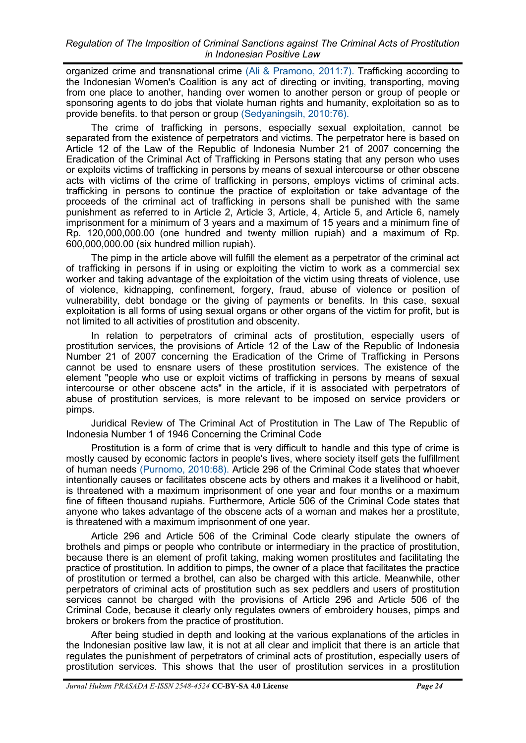organized crime and transnational crime (Ali & Pramono, 2011:7). Trafficking according to the Indonesian Women's Coalition is any act of directing or inviting, transporting, moving from one place to another, handing over women to another person or group of people or sponsoring agents to do jobs that violate human rights and humanity, exploitation so as to provide benefits. to that person or group (Sedyaningsih, 2010:76).

The crime of trafficking in persons, especially sexual exploitation, cannot be separated from the existence of perpetrators and victims. The perpetrator here is based on Article 12 of the Law of the Republic of Indonesia Number 21 of 2007 concerning the Eradication of the Criminal Act of Trafficking in Persons stating that any person who uses or exploits victims of trafficking in persons by means of sexual intercourse or other obscene acts with victims of the crime of trafficking in persons, employs victims of criminal acts. trafficking in persons to continue the practice of exploitation or take advantage of the proceeds of the criminal act of trafficking in persons shall be punished with the same punishment as referred to in Article 2, Article 3, Article, 4, Article 5, and Article 6, namely imprisonment for a minimum of 3 years and a maximum of 15 years and a minimum fine of Rp. 120,000,000.00 (one hundred and twenty million rupiah) and a maximum of Rp. 600,000,000.00 (six hundred million rupiah).

The pimp in the article above will fulfill the element as a perpetrator of the criminal act of trafficking in persons if in using or exploiting the victim to work as a commercial sex worker and taking advantage of the exploitation of the victim using threats of violence, use of violence, kidnapping, confinement, forgery, fraud, abuse of violence or position of vulnerability, debt bondage or the giving of payments or benefits. In this case, sexual exploitation is all forms of using sexual organs or other organs of the victim for profit, but is not limited to all activities of prostitution and obscenity.

In relation to perpetrators of criminal acts of prostitution, especially users of prostitution services, the provisions of Article 12 of the Law of the Republic of Indonesia Number 21 of 2007 concerning the Eradication of the Crime of Trafficking in Persons cannot be used to ensnare users of these prostitution services. The existence of the element "people who use or exploit victims of trafficking in persons by means of sexual intercourse or other obscene acts" in the article, if it is associated with perpetrators of abuse of prostitution services, is more relevant to be imposed on service providers or pimps.

Juridical Review of The Criminal Act of Prostitution in The Law of The Republic of Indonesia Number 1 of 1946 Concerning the Criminal Code

Prostitution is a form of crime that is very difficult to handle and this type of crime is mostly caused by economic factors in people's lives, where society itself gets the fulfillment of human needs (Purnomo, 2010:68). Article 296 of the Criminal Code states that whoever intentionally causes or facilitates obscene acts by others and makes it a livelihood or habit, is threatened with a maximum imprisonment of one year and four months or a maximum fine of fifteen thousand rupiahs. Furthermore, Article 506 of the Criminal Code states that anyone who takes advantage of the obscene acts of a woman and makes her a prostitute, is threatened with a maximum imprisonment of one year.

Article 296 and Article 506 of the Criminal Code clearly stipulate the owners of brothels and pimps or people who contribute or intermediary in the practice of prostitution, because there is an element of profit taking, making women prostitutes and facilitating the practice of prostitution. In addition to pimps, the owner of a place that facilitates the practice of prostitution or termed a brothel, can also be charged with this article. Meanwhile, other perpetrators of criminal acts of prostitution such as sex peddlers and users of prostitution services cannot be charged with the provisions of Article 296 and Article 506 of the Criminal Code, because it clearly only regulates owners of embroidery houses, pimps and brokers or brokers from the practice of prostitution.

After being studied in depth and looking at the various explanations of the articles in the Indonesian positive law law, it is not at all clear and implicit that there is an article that regulates the punishment of perpetrators of criminal acts of prostitution, especially users of prostitution services. This shows that the user of prostitution services in a prostitution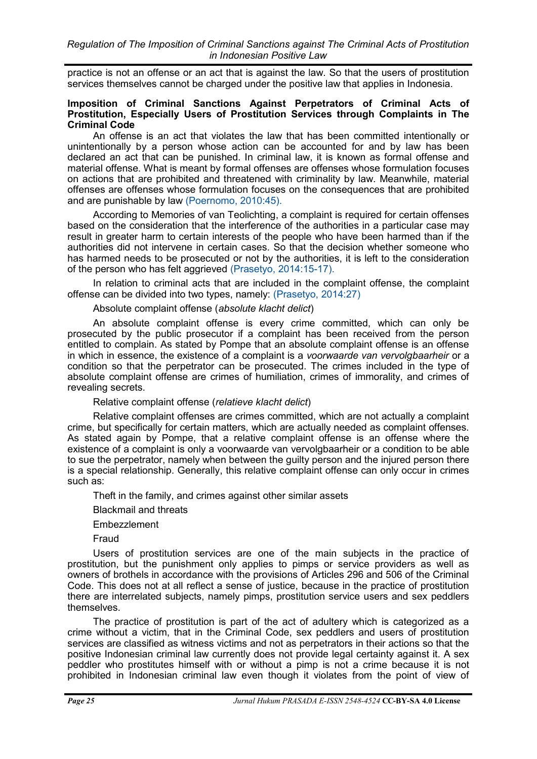practice is not an offense or an act that is against the law. So that the users of prostitution services themselves cannot be charged under the positive law that applies in Indonesia.

### Imposition of Criminal Sanctions Against Perpetrators of Criminal Acts of Prostitution, Especially Users of Prostitution Services through Complaints in The Criminal Code

An offense is an act that violates the law that has been committed intentionally or unintentionally by a person whose action can be accounted for and by law has been declared an act that can be punished. In criminal law, it is known as formal offense and material offense. What is meant by formal offenses are offenses whose formulation focuses on actions that are prohibited and threatened with criminality by law. Meanwhile, material offenses are offenses whose formulation focuses on the consequences that are prohibited and are punishable by law (Poernomo, 2010:45).

According to Memories of van Teolichting, a complaint is required for certain offenses based on the consideration that the interference of the authorities in a particular case may result in greater harm to certain interests of the people who have been harmed than if the authorities did not intervene in certain cases. So that the decision whether someone who has harmed needs to be prosecuted or not by the authorities, it is left to the consideration of the person who has felt aggrieved (Prasetyo, 2014:15-17).

In relation to criminal acts that are included in the complaint offense, the complaint offense can be divided into two types, namely: (Prasetyo, 2014:27)

Absolute complaint offense (*absolute klacht delict*)

An absolute complaint offense is every crime committed, which can only be prosecuted by the public prosecutor if a complaint has been received from the person entitled to complain. As stated by Pompe that an absolute complaint offense is an offense in which in essence, the existence of a complaint is a *voorwaarde van vervolgbaarheir* or a condition so that the perpetrator can be prosecuted. The crimes included in the type of absolute complaint offense are crimes of humiliation, crimes of immorality, and crimes of revealing secrets.

Relative complaint offense (*relatieve klacht delict*)

Relative complaint offenses are crimes committed, which are not actually a complaint crime, but specifically for certain matters, which are actually needed as complaint offenses. As stated again by Pompe, that a relative complaint offense is an offense where the existence of a complaint is only a voorwaarde van vervolgbaarheir or a condition to be able to sue the perpetrator, namely when between the guilty person and the injured person there is a special relationship. Generally, this relative complaint offense can only occur in crimes such as:

Theft in the family, and crimes against other similar assets

Blackmail and threats

Embezzlement

Fraud

Users of prostitution services are one of the main subjects in the practice of prostitution, but the punishment only applies to pimps or service providers as well as owners of brothels in accordance with the provisions of Articles 296 and 506 of the Criminal Code. This does not at all reflect a sense of justice, because in the practice of prostitution there are interrelated subjects, namely pimps, prostitution service users and sex peddlers themselves.

The practice of prostitution is part of the act of adultery which is categorized as a crime without a victim, that in the Criminal Code, sex peddlers and users of prostitution services are classified as witness victims and not as perpetrators in their actions so that the positive Indonesian criminal law currently does not provide legal certainty against it. A sex peddler who prostitutes himself with or without a pimp is not a crime because it is not prohibited in Indonesian criminal law even though it violates from the point of view of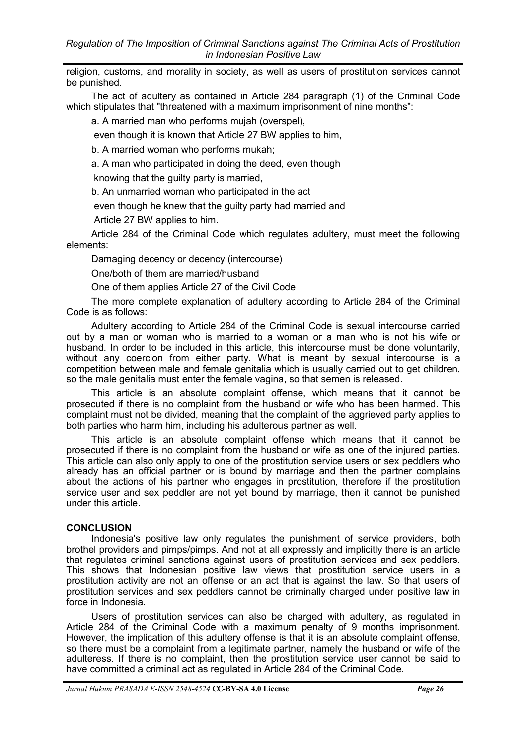religion, customs, and morality in society, as well as users of prostitution services cannot be punished.

The act of adultery as contained in Article 284 paragraph (1) of the Criminal Code which stipulates that "threatened with a maximum imprisonment of nine months":

a. A married man who performs mujah (overspel),

even though it is known that Article 27 BW applies to him,

b. A married woman who performs mukah;

a. A man who participated in doing the deed, even though

knowing that the guilty party is married,

b. An unmarried woman who participated in the act

even though he knew that the guilty party had married and

Article 27 BW applies to him.

Article 284 of the Criminal Code which regulates adultery, must meet the following elements:

Damaging decency or decency (intercourse)

One/both of them are married/husband

One of them applies Article 27 of the Civil Code

The more complete explanation of adultery according to Article 284 of the Criminal Code is as follows:

Adultery according to Article 284 of the Criminal Code is sexual intercourse carried out by a man or woman who is married to a woman or a man who is not his wife or husband. In order to be included in this article, this intercourse must be done voluntarily, without any coercion from either party. What is meant by sexual intercourse is a competition between male and female genitalia which is usually carried out to get children, so the male genitalia must enter the female vagina, so that semen is released.

This article is an absolute complaint offense, which means that it cannot be prosecuted if there is no complaint from the husband or wife who has been harmed. This complaint must not be divided, meaning that the complaint of the aggrieved party applies to both parties who harm him, including his adulterous partner as well.

This article is an absolute complaint offense which means that it cannot be prosecuted if there is no complaint from the husband or wife as one of the injured parties. This article can also only apply to one of the prostitution service users or sex peddlers who already has an official partner or is bound by marriage and then the partner complains about the actions of his partner who engages in prostitution, therefore if the prostitution service user and sex peddler are not yet bound by marriage, then it cannot be punished under this article.

## CONCLUSION

Indonesia's positive law only regulates the punishment of service providers, both brothel providers and pimps/pimps. And not at all expressly and implicitly there is an article that regulates criminal sanctions against users of prostitution services and sex peddlers. This shows that Indonesian positive law views that prostitution service users in a prostitution activity are not an offense or an act that is against the law. So that users of prostitution services and sex peddlers cannot be criminally charged under positive law in force in Indonesia.

Users of prostitution services can also be charged with adultery, as regulated in Article 284 of the Criminal Code with a maximum penalty of 9 months imprisonment. However, the implication of this adultery offense is that it is an absolute complaint offense, so there must be a complaint from a legitimate partner, namely the husband or wife of the adulteress. If there is no complaint, then the prostitution service user cannot be said to have committed a criminal act as regulated in Article 284 of the Criminal Code.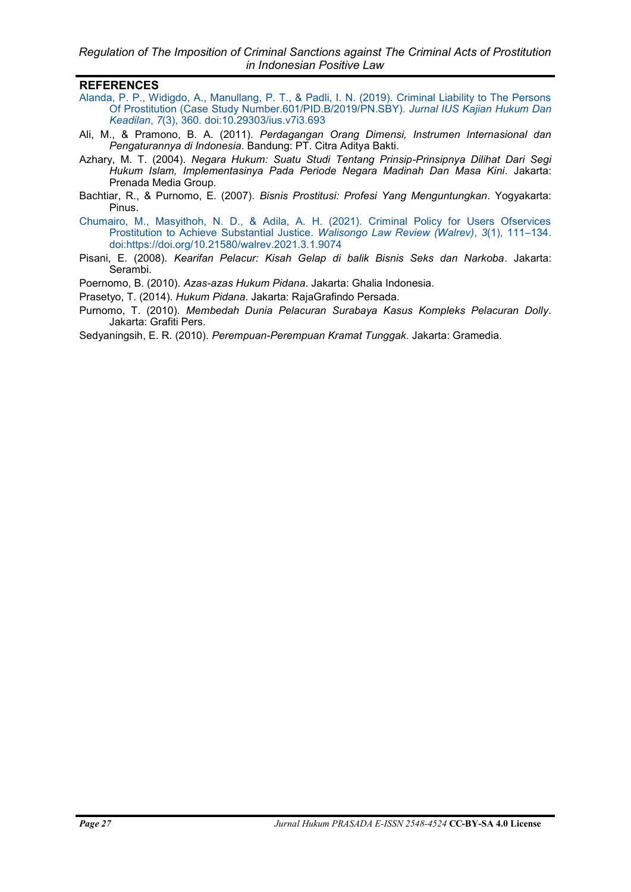## REFERENCES

Alanda, P. P., Widigdo, A., Manullang, P. T., & Padli, I. N. (2019). Criminal Liability to The Persons Of Prostitution (Case Study Number.601/PID.B/2019/PN.SBY). *Jurnal IUS Kajian Hukum Dan Keadilan*, *7*(3), 360. doi:10.29303/ius.v7i3.693

Ali, M., & Pramono, B. A. (2011). *Perdagangan Orang Dimensi, Instrumen Internasional dan Pengaturannya di Indonesia*. Bandung: PT. Citra Aditya Bakti.

Azhary, M. T. (2004). *Negara Hukum: Suatu Studi Tentang Prinsip-Prinsipnya Dilihat Dari Segi Hukum Islam, Implementasinya Pada Periode Negara Madinah Dan Masa Kini*. Jakarta: Prenada Media Group.

Bachtiar, R., & Purnomo, E. (2007). *Bisnis Prostitusi: Profesi Yang Menguntungkan*. Yogyakarta: Pinus.

Chumairo, M., Masyithoh, N. D., & Adila, A. H. (2021). Criminal Policy for Users Ofservices Prostitution to Achieve Substantial Justice. *Walisongo Law Review (Walrev)*, *3*(1), 111–134. doi:https://doi.org/10.21580/walrev.2021.3.1.9074

Pisani, E. (2008). *Kearifan Pelacur: Kisah Gelap di balik Bisnis Seks dan Narkoba*. Jakarta: Serambi.

Poernomo, B. (2010). *Azas-azas Hukum Pidana*. Jakarta: Ghalia Indonesia.

Prasetyo, T. (2014). *Hukum Pidana*. Jakarta: RajaGrafindo Persada.

Purnomo, T. (2010). *Membedah Dunia Pelacuran Surabaya Kasus Kompleks Pelacuran Dolly*. Jakarta: Grafiti Pers.

Sedyaningsih, E. R. (2010). *Perempuan-Perempuan Kramat Tunggak*. Jakarta: Gramedia.